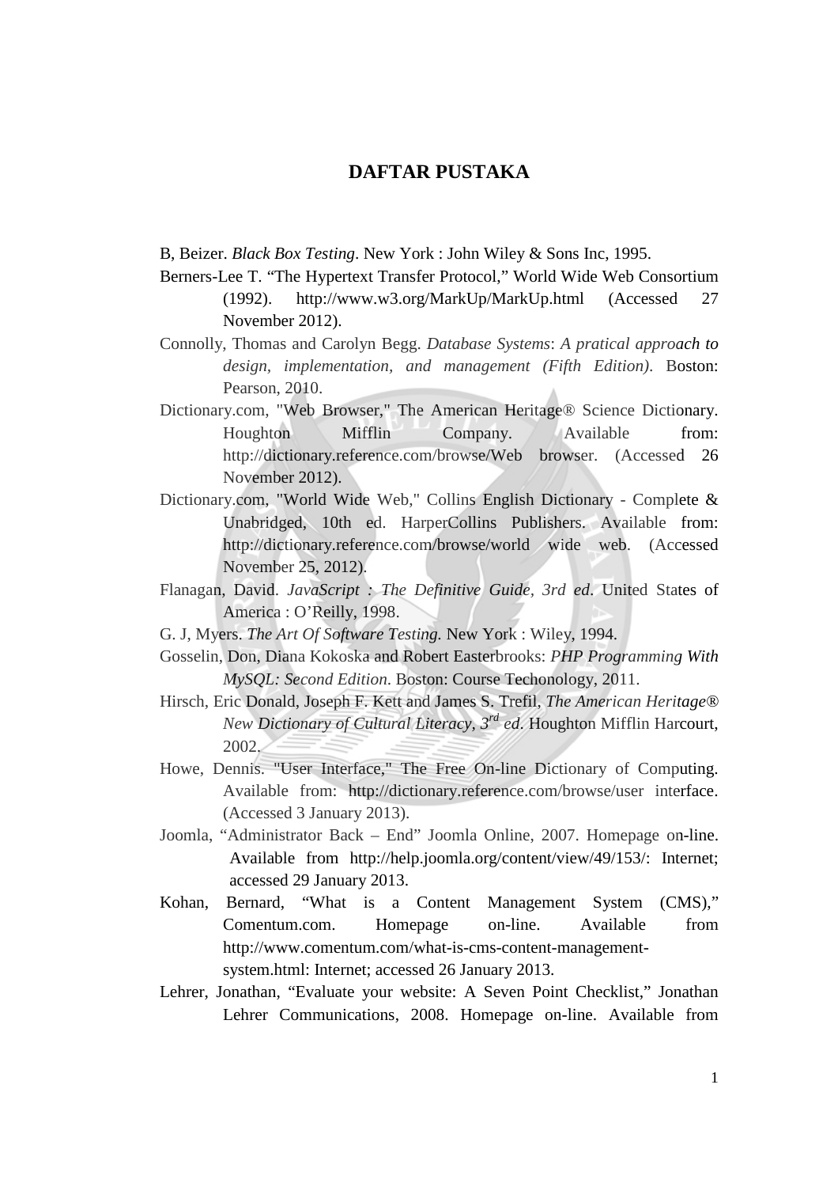# DAFTAR PUSTAKA

B, Beizer. *Black Box Testing*. New York : John Wiley & Sons Inc, 1995.

Berners-Lee T. "The Hypertext Transfer Protocol," World Wide Web Consortium (1992). http://www.w3.org/MarkUp/MarkUp.html (Accessed 27 November 2012).

Connolly, Thomas and Carolyn Begg. *Database Systems*: *A pratical approach to design, implementation, and management (Fifth Edition)*. Boston: Pearson, 2010.

Dictionary.com, "Web Browser," The American Heritage® Science Dictionary. Houghton Mifflin Company. Available from: http://dictionary.reference.com/browse/Web browser. (Accessed 26 November 2012).

Dictionary.com, "World Wide Web," Collins English Dictionary - Complete & Unabridged, 10th ed. HarperCollins Publishers. Available from: http://dictionary.reference.com/browse/world wide web. (Accessed November 25, 2012).

Flanagan, David. *JavaScript : The Definitive Guide, 3rd ed*. United States of America : O'Reilly, 1998.

G. J, Myers. *The Art Of Software Testing.* New York : Wiley, 1994.

Gosselin, Don, Diana Kokoska and Robert Easterbrooks: *PHP Programming With MySQL: Second Edition*. Boston: Course Techonology, 2011.

Hirsch, Eric Donald, Joseph F. Kett and James S. Trefil, *The American Heritage® New Dictionary of Cultural Literacy, 3rd ed*. Houghton Mifflin Harcourt, 2002.

Howe, Dennis. "User Interface," The Free On-line Dictionary of Computing. Available from: http://dictionary.reference.com/browse/user interface. (Accessed 3 January 2013).

Joomla, "Administrator Back – End" Joomla Online, 2007. Homepage on-line. Available from http://help.joomla.org/content/view/49/153/: Internet; accessed 29 January 2013.

Kohan, Bernard, "What is a Content Management System (CMS)," Comentum.com. Homepage on-line. Available from http://www.comentum.com/what-is-cms-content-management-system.html: Internet; accessed 26 January 2013.

Lehrer, Jonathan, "Evaluate your website: A Seven Point Checklist," Jonathan Lehrer Communications, 2008. Homepage on-line. Available from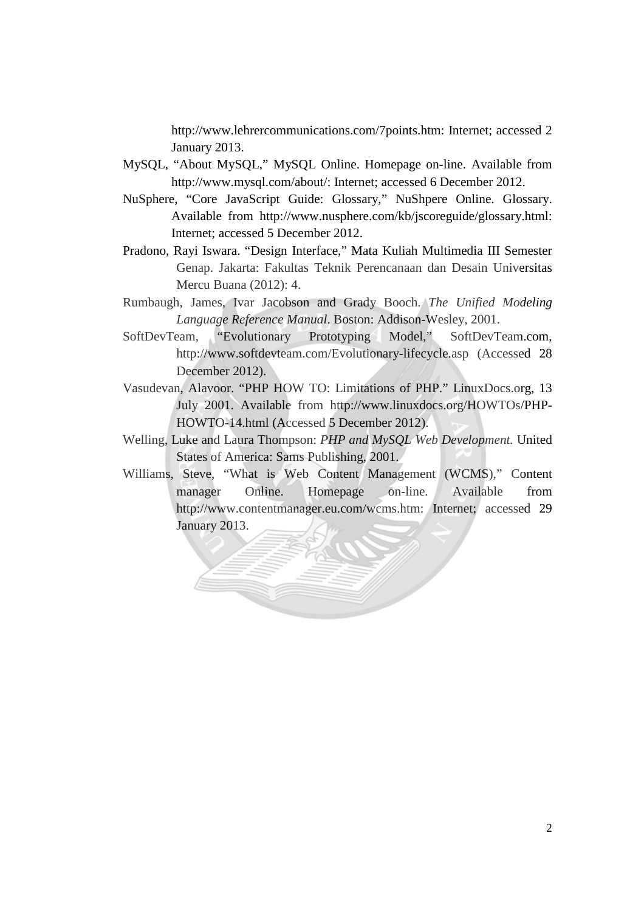http://www.lehrercommunications.com/7points.htm: Internet; accessed 2 January 2013.

MySQL, "About MySQL," MySQL Online. Homepage on-line. Available from http://www.mysql.com/about/: Internet; accessed 6 December 2012.

NuSphere, "Core JavaScript Guide: Glossary," NuShpere Online. Glossary. Available from http://www.nusphere.com/kb/jscoreguide/glossary.html: Internet; accessed 5 December 2012.

Pradono, Rayi Iswara. "Design Interface," Mata Kuliah Multimedia III Semester Genap. Jakarta: Fakultas Teknik Perencanaan dan Desain Universitas Mercu Buana (2012): 4.

Rumbaugh, James, Ivar Jacobson and Grady Booch. *The Unified Modeling Language Reference Manual*. Boston: Addison-Wesley, 2001.

SoftDevTeam, "Evolutionary Prototyping Model," SoftDevTeam.com, http://www.softdevteam.com/Evolutionary-lifecycle.asp (Accessed 28 December 2012).

Vasudevan, Alavoor. "PHP HOW TO: Limitations of PHP." LinuxDocs.org, 13 July 2001. Available from http://www.linuxdocs.org/HOWTOs/PHP-HOWTO-14.html (Accessed 5 December 2012).

Welling, Luke and Laura Thompson: *PHP and MySQL Web Development.* United States of America: Sams Publishing, 2001.

Williams, Steve, "What is Web Content Management (WCMS)," Content manager Online. Homepage on-line. Available from http://www.contentmanager.eu.com/wcms.htm: Internet; accessed 29 January 2013.